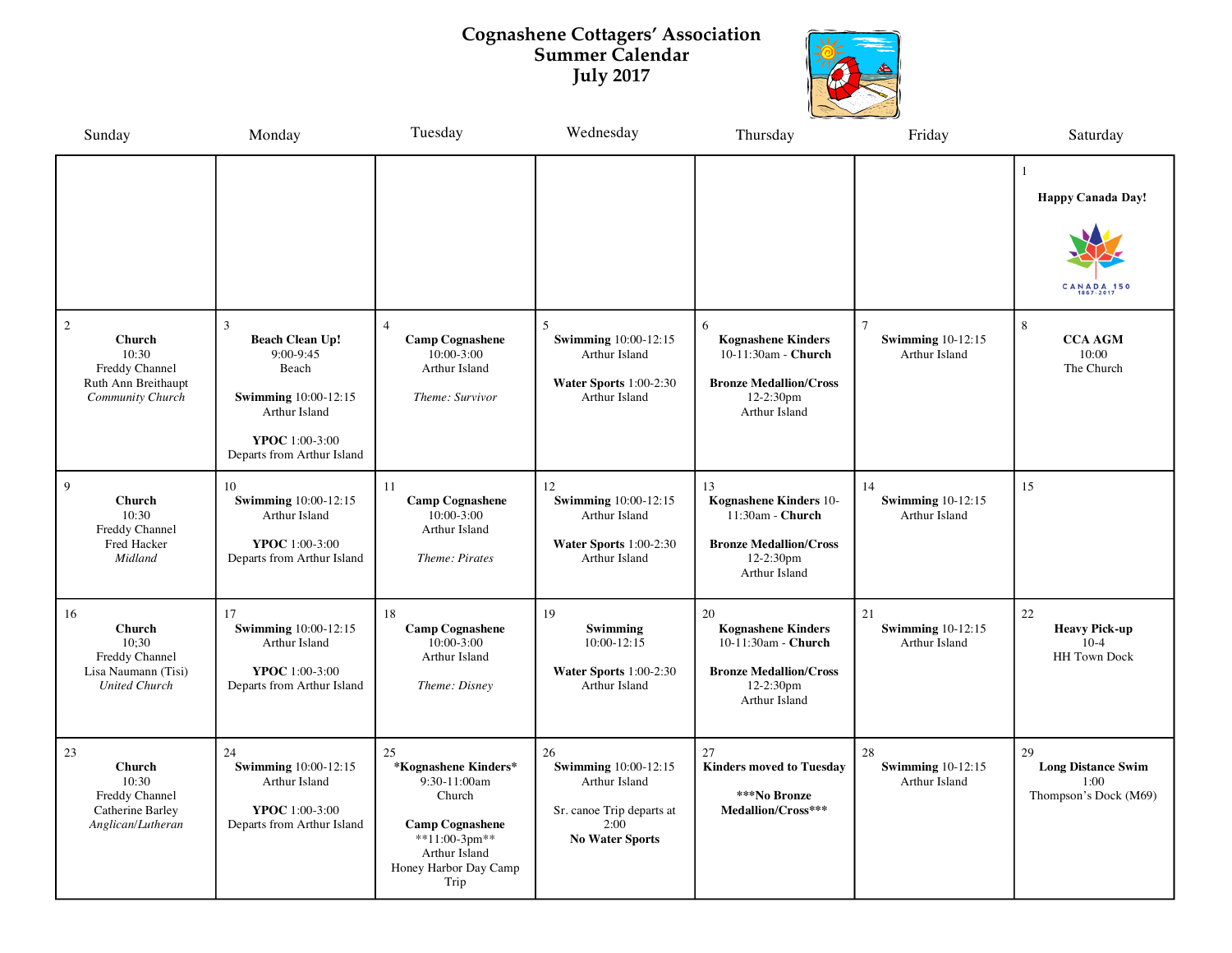# Cognashene Cottagers' Association
## Summer Calendar
## July 2017

| Sunday | Monday | Tuesday | Wednesday | Thursday | Friday | Saturday |
|---|---|---|---|---|---|---|
| | | | | | | 1 **Happy Canada Day!** CANADA 150 1867-2017 |
| 2 **Church** 10:30 Freddy Channel Ruth Ann Breithaupt *Community Church* | 3 **Beach Clean Up!** 9:00-9:45 Beach **Swimming** 10:00-12:15 Arthur Island **YPOC** 1:00-3:00 Departs from Arthur Island | 4 **Camp Cognashene** 10:00-3:00 Arthur Island *Theme: Survivor* | 5 **Swimming** 10:00-12:15 Arthur Island **Water Sports** 1:00-2:30 Arthur Island | 6 **Kognashene Kinders** 10-11:30am - **Church** **Bronze Medallion/Cross** 12-2:30pm Arthur Island | 7 **Swimming** 10-12:15 Arthur Island | 8 **CCA AGM** 10:00 The Church |
| 9 **Church** 10:30 Freddy Channel Fred Hacker *Midland* | 10 **Swimming** 10:00-12:15 Arthur Island **YPOC** 1:00-3:00 Departs from Arthur Island | 11 **Camp Cognashene** 10:00-3:00 Arthur Island *Theme: Pirates* | 12 **Swimming** 10:00-12:15 Arthur Island **Water Sports** 1:00-2:30 Arthur Island | 13 **Kognashene Kinders** 10-11:30am - **Church** **Bronze Medallion/Cross** 12-2:30pm Arthur Island | 14 **Swimming** 10-12:15 Arthur Island | 15 |
| 16 **Church** 10;30 Freddy Channel Lisa Naumann (Tisi) *United Church* | 17 **Swimming** 10:00-12:15 Arthur Island **YPOC** 1:00-3:00 Departs from Arthur Island | 18 **Camp Cognashene** 10:00-3:00 Arthur Island *Theme: Disney* | 19 **Swimming** 10:00-12:15 **Water Sports** 1:00-2:30 Arthur Island | 20 **Kognashene Kinders** 10-11:30am - **Church** **Bronze Medallion/Cross** 12-2:30pm Arthur Island | 21 **Swimming** 10-12:15 Arthur Island | 22 **Heavy Pick-up** 10-4 HH Town Dock |
| 23 **Church** 10:30 Freddy Channel Catherine Barley *Anglican/Lutheran* | 24 **Swimming** 10:00-12:15 Arthur Island **YPOC** 1:00-3:00 Departs from Arthur Island | 25 ***Kognashene Kinders*** 9:30-11:00am Church **Camp Cognashene** **11:00-3pm** Arthur Island Honey Harbor Day Camp Trip | 26 **Swimming** 10:00-12:15 Arthur Island Sr. canoe Trip departs at 2:00 **No Water Sports** | 27 **Kinders moved to Tuesday** *****No Bronze Medallion/Cross***** | 28 **Swimming** 10-12:15 Arthur Island | 29 **Long Distance Swim** 1:00 Thompson's Dock (M69) |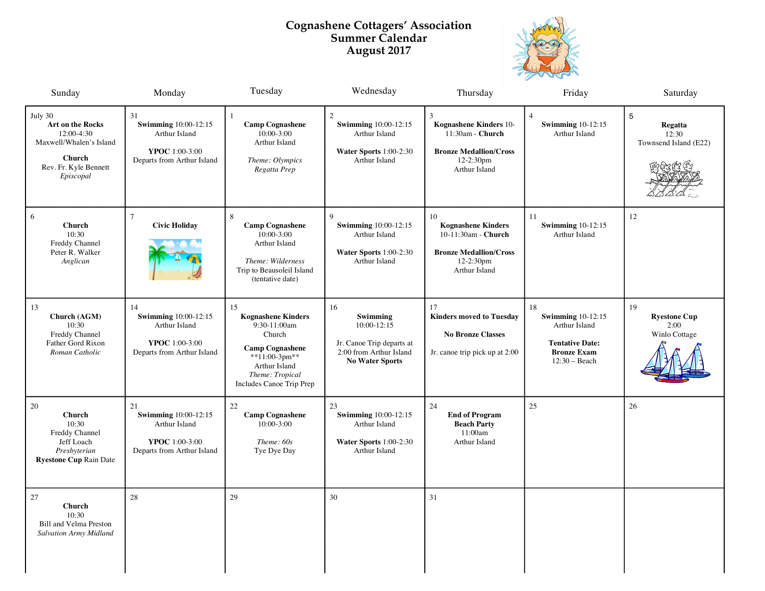# Cognashene Cottagers' Association
# Summer Calendar
# August 2017

| Sunday | Monday | Tuesday | Wednesday | Thursday | Friday | Saturday |
|---|---|---|---|---|---|---|
| July 30<br>**Art on the Rocks**<br>12:00-4:30<br>Maxwell/Whalen's Island<br><br>**Church**<br>Rev. Fr. Kyle Bennett<br>*Episcopal* | 31<br>**Swimming** 10:00-12:15<br>Arthur Island<br><br>**YPOC** 1:00-3:00<br>Departs from Arthur Island | 1<br>**Camp Cognashene**<br>10:00-3:00<br>Arthur Island<br><br>*Theme: Olympics*<br>*Regatta Prep* | 2<br>**Swimming** 10:00-12:15<br>Arthur Island<br><br>**Water Sports** 1:00-2:30<br>Arthur Island | 3<br>**Kognashene Kinders** 10-11:30am - **Church**<br><br>**Bronze Medallion/Cross**<br>12-2:30pm<br>Arthur Island | 4<br>**Swimming** 10-12:15<br>Arthur Island | 5<br>**Regatta**<br>12:30<br>Townsend Island (E22) |
| 6<br>**Church**<br>10:30<br>Freddy Channel<br>Peter R. Walker<br>*Anglican* | 7<br>**Civic Holiday** | 8<br>**Camp Cognashene**<br>10:00-3:00<br>Arthur Island<br><br>*Theme: Wilderness*<br>Trip to Beausoleil Island<br>(tentative date) | 9<br>**Swimming** 10:00-12:15<br>Arthur Island<br><br>**Water Sports** 1:00-2:30<br>Arthur Island | 10<br>**Kognashene Kinders**<br>10-11:30am - **Church**<br><br>**Bronze Medallion/Cross**<br>12-2:30pm<br>Arthur Island | 11<br>**Swimming** 10-12:15<br>Arthur Island | 12 |
| 13<br>**Church (AGM)**<br>10:30<br>Freddy Channel<br>Father Gord Rixon<br>*Roman Catholic* | 14<br>**Swimming** 10:00-12:15<br>Arthur Island<br><br>**YPOC** 1:00-3:00<br>Departs from Arthur Island | 15<br>**Kognashene Kinders**<br>9:30-11:00am<br>Church<br><br>**Camp Cognashene**<br>**11:00-3pm**<br>Arthur Island<br>*Theme: Tropical*<br>Includes Canoe Trip Prep | 16<br>**Swimming**<br>10:00-12:15<br><br>Jr. Canoe Trip departs at 2:00 from Arthur Island<br>**No Water Sports** | 17<br>**Kinders moved to Tuesday**<br><br>**No Bronze Classes**<br><br>Jr. canoe trip pick up at 2:00 | 18<br>**Swimming** 10-12:15<br>Arthur Island<br><br>**Tentative Date:**<br>**Bronze Exam**<br>12:30 – Beach | 19<br>**Ryestone Cup**<br>2:00<br>Winlo Cottage |
| 20<br>**Church**<br>10:30<br>Freddy Channel<br>Jeff Loach<br>*Presbyterian*<br>**Ryestone Cup** Rain Date | 21<br>**Swimming** 10:00-12:15<br>Arthur Island<br><br>**YPOC** 1:00-3:00<br>Departs from Arthur Island | 22<br>**Camp Cognashene**<br>10:00-3:00<br><br>*Theme: 60s*<br>Tye Dye Day | 23<br>**Swimming** 10:00-12:15<br>Arthur Island<br><br>**Water Sports** 1:00-2:30<br>Arthur Island | 24<br>**End of Program**<br>**Beach Party**<br>11:00am<br>Arthur Island | 25 | 26 |
| 27<br>**Church**<br>10:30<br>Bill and Velma Preston<br>*Salvation Army Midland* | 28 | 29 | 30 | 31 | | |